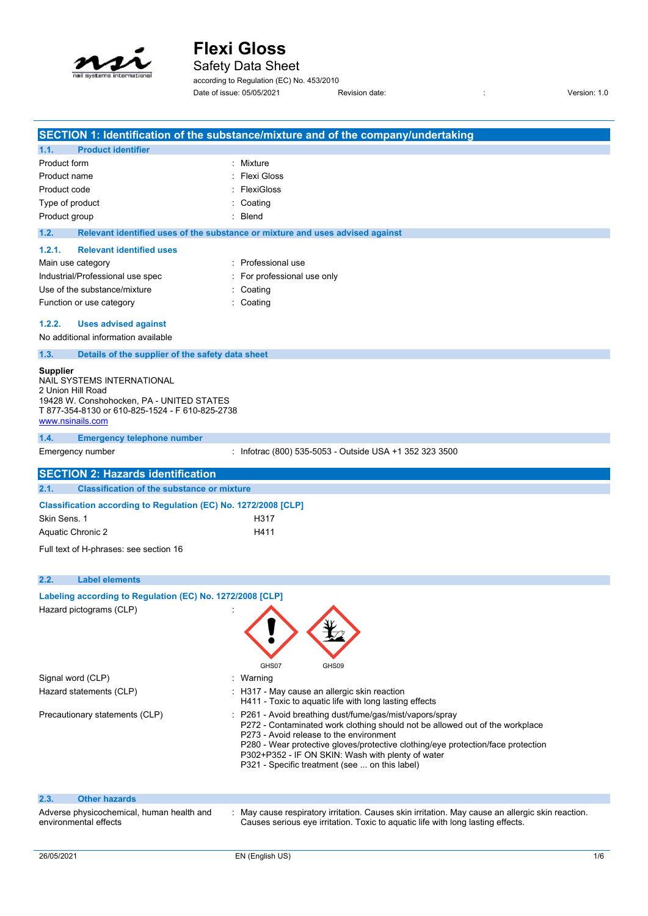# Flexi Gloss

## Safety Data Sheet

according to Regulation (EC) No. 453/2010

Date of issue: 05/05/2021 | Revision date: : | Version: 1.0

## SECTION 1: Identification of the substance/mixture and of the company/undertaking

### 1.1. Product identifier

| | |
|---|---|
| Product form | : Mixture |
| Product name | : Flexi Gloss |
| Product code | : FlexiGloss |
| Type of product | : Coating |
| Product group | : Blend |

### 1.2. Relevant identified uses of the substance or mixture and uses advised against

#### 1.2.1. Relevant identified uses

| | |
|---|---|
| Main use category | : Professional use |
| Industrial/Professional use spec | : For professional use only |
| Use of the substance/mixture | : Coating |
| Function or use category | : Coating |

#### 1.2.2. Uses advised against

No additional information available

### 1.3. Details of the supplier of the safety data sheet

**Supplier**
NAIL SYSTEMS INTERNATIONAL
2 Union Hill Road
19428 W. Conshohocken, PA - UNITED STATES
T 877-354-8130 or 610-825-1524 - F 610-825-2738
www.nsinails.com

### 1.4. Emergency telephone number

| | |
|---|---|
| Emergency number | : Infotrac (800) 535-5053 - Outside USA +1 352 323 3500 |

## SECTION 2: Hazards identification

### 2.1. Classification of the substance or mixture

**Classification according to Regulation (EC) No. 1272/2008 [CLP]**

| | |
|---|---|
| Skin Sens. 1 | H317 |
| Aquatic Chronic 2 | H411 |

Full text of H-phrases: see section 16

### 2.2. Label elements

**Labeling according to Regulation (EC) No. 1272/2008 [CLP]**

Hazard pictograms (CLP) :

GHS07 GHS09

| | |
|---|---|
| Signal word (CLP) | : Warning |
| Hazard statements (CLP) | : H317 - May cause an allergic skin reaction<br>H411 - Toxic to aquatic life with long lasting effects |
| Precautionary statements (CLP) | : P261 - Avoid breathing dust/fume/gas/mist/vapors/spray<br>P272 - Contaminated work clothing should not be allowed out of the workplace<br>P273 - Avoid release to the environment<br>P280 - Wear protective gloves/protective clothing/eye protection/face protection<br>P302+P352 - IF ON SKIN: Wash with plenty of water<br>P321 - Specific treatment (see ... on this label) |

### 2.3. Other hazards

| | |
|---|---|
| Adverse physicochemical, human health and environmental effects | : May cause respiratory irritation. Causes skin irritation. May cause an allergic skin reaction. Causes serious eye irritation. Toxic to aquatic life with long lasting effects. |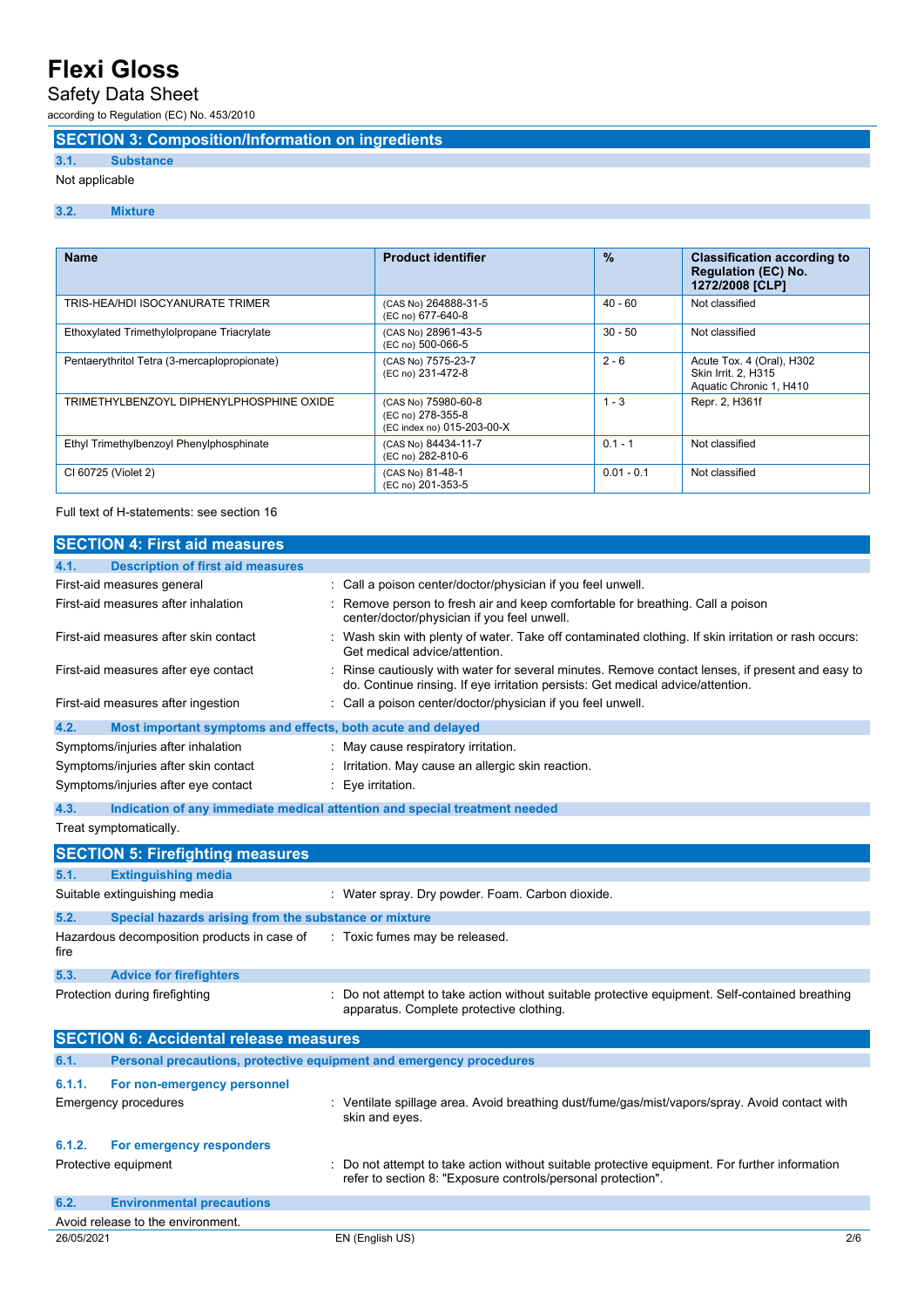## SECTION 3: Composition/Information on ingredients

### 3.1. Substance

Not applicable

### 3.2. Mixture

| Name | Product identifier | % | Classification according to Regulation (EC) No. 1272/2008 [CLP] |
|---|---|---|---|
| TRIS-HEA/HDI ISOCYANURATE TRIMER | (CAS No) 264888-31-5<br>(EC no) 677-640-8 | 40 - 60 | Not classified |
| Ethoxylated Trimethylolpropane Triacrylate | (CAS No) 28961-43-5<br>(EC no) 500-066-5 | 30 - 50 | Not classified |
| Pentaerythritol Tetra (3-mercaptopropionate) | (CAS No) 7575-23-7<br>(EC no) 231-472-8 | 2 - 6 | Acute Tox. 4 (Oral), H302<br>Skin Irrit. 2, H315<br>Aquatic Chronic 1, H410 |
| TRIMETHYLBENZOYL DIPHENYLPHOSPHINE OXIDE | (CAS No) 75980-60-8<br>(EC no) 278-355-8<br>(EC index no) 015-203-00-X | 1 - 3 | Repr. 2, H361f |
| Ethyl Trimethylbenzoyl Phenylphosphinate | (CAS No) 84434-11-7<br>(EC no) 282-810-6 | 0.1 - 1 | Not classified |
| CI 60725 (Violet 2) | (CAS No) 81-48-1<br>(EC no) 201-353-5 | 0.01 - 0.1 | Not classified |

Full text of H-statements: see section 16

## SECTION 4: First aid measures

### 4.1. Description of first aid measures

First-aid measures general : Call a poison center/doctor/physician if you feel unwell.

First-aid measures after inhalation : Remove person to fresh air and keep comfortable for breathing. Call a poison center/doctor/physician if you feel unwell.

First-aid measures after skin contact : Wash skin with plenty of water. Take off contaminated clothing. If skin irritation or rash occurs: Get medical advice/attention.

First-aid measures after eye contact : Rinse cautiously with water for several minutes. Remove contact lenses, if present and easy to do. Continue rinsing. If eye irritation persists: Get medical advice/attention.

First-aid measures after ingestion : Call a poison center/doctor/physician if you feel unwell.

### 4.2. Most important symptoms and effects, both acute and delayed

Symptoms/injuries after inhalation : May cause respiratory irritation.

Symptoms/injuries after skin contact : Irritation. May cause an allergic skin reaction.

Symptoms/injuries after eye contact : Eye irritation.

### 4.3. Indication of any immediate medical attention and special treatment needed

Treat symptomatically.

## SECTION 5: Firefighting measures

### 5.1. Extinguishing media

Suitable extinguishing media : Water spray. Dry powder. Foam. Carbon dioxide.

### 5.2. Special hazards arising from the substance or mixture

Hazardous decomposition products in case of fire : Toxic fumes may be released.

### 5.3. Advice for firefighters

Protection during firefighting : Do not attempt to take action without suitable protective equipment. Self-contained breathing apparatus. Complete protective clothing.

## SECTION 6: Accidental release measures

### 6.1. Personal precautions, protective equipment and emergency procedures

#### 6.1.1. For non-emergency personnel

Emergency procedures : Ventilate spillage area. Avoid breathing dust/fume/gas/mist/vapors/spray. Avoid contact with skin and eyes.

#### 6.1.2. For emergency responders

Protective equipment : Do not attempt to take action without suitable protective equipment. For further information refer to section 8: "Exposure controls/personal protection".

### 6.2. Environmental precautions

Avoid release to the environment.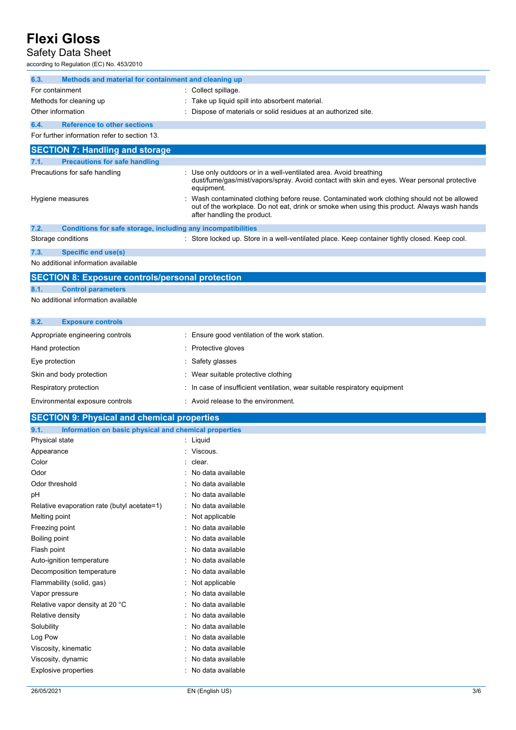### 6.3. Methods and material for containment and cleaning up

| | |
|---|---|
| For containment | : Collect spillage. |
| Methods for cleaning up | : Take up liquid spill into absorbent material. |
| Other information | : Dispose of materials or solid residues at an authorized site. |

### 6.4. Reference to other sections

For further information refer to section 13.

## SECTION 7: Handling and storage

### 7.1. Precautions for safe handling

| | |
|---|---|
| Precautions for safe handling | : Use only outdoors or in a well-ventilated area. Avoid breathing dust/fume/gas/mist/vapors/spray. Avoid contact with skin and eyes. Wear personal protective equipment. |
| Hygiene measures | : Wash contaminated clothing before reuse. Contaminated work clothing should not be allowed out of the workplace. Do not eat, drink or smoke when using this product. Always wash hands after handling the product. |

### 7.2. Conditions for safe storage, including any incompatibilities

| | |
|---|---|
| Storage conditions | : Store locked up. Store in a well-ventilated place. Keep container tightly closed. Keep cool. |

### 7.3. Specific end use(s)

No additional information available

## SECTION 8: Exposure controls/personal protection

### 8.1. Control parameters

No additional information available

### 8.2. Exposure controls

| | |
|---|---|
| Appropriate engineering controls | : Ensure good ventilation of the work station. |
| Hand protection | : Protective gloves |
| Eye protection | : Safety glasses |
| Skin and body protection | : Wear suitable protective clothing |
| Respiratory protection | : In case of insufficient ventilation, wear suitable respiratory equipment |
| Environmental exposure controls | : Avoid release to the environment. |

## SECTION 9: Physical and chemical properties

### 9.1. Information on basic physical and chemical properties

| | |
|---|---|
| Physical state | : Liquid |
| Appearance | : Viscous. |
| Color | : clear. |
| Odor | : No data available |
| Odor threshold | : No data available |
| pH | : No data available |
| Relative evaporation rate (butyl acetate=1) | : No data available |
| Melting point | : Not applicable |
| Freezing point | : No data available |
| Boiling point | : No data available |
| Flash point | : No data available |
| Auto-ignition temperature | : No data available |
| Decomposition temperature | : No data available |
| Flammability (solid, gas) | : Not applicable |
| Vapor pressure | : No data available |
| Relative vapor density at 20 °C | : No data available |
| Relative density | : No data available |
| Solubility | : No data available |
| Log Pow | : No data available |
| Viscosity, kinematic | : No data available |
| Viscosity, dynamic | : No data available |
| Explosive properties | : No data available |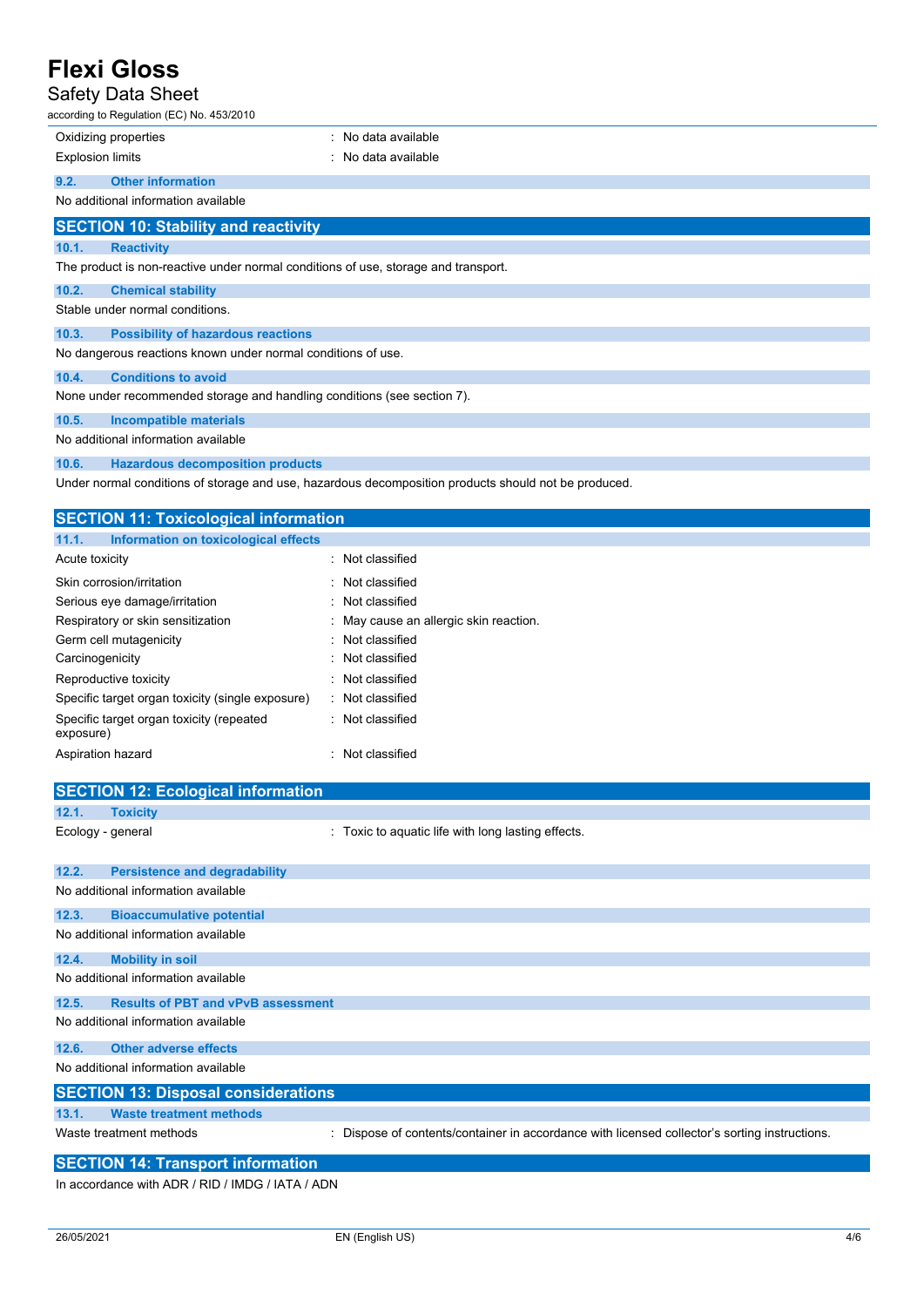| | |
|---|---|
| Oxidizing properties | : No data available |
| Explosion limits | : No data available |

### 9.2. Other information

No additional information available

## SECTION 10: Stability and reactivity

### 10.1. Reactivity

The product is non-reactive under normal conditions of use, storage and transport.

### 10.2. Chemical stability

Stable under normal conditions.

### 10.3. Possibility of hazardous reactions

No dangerous reactions known under normal conditions of use.

### 10.4. Conditions to avoid

None under recommended storage and handling conditions (see section 7).

### 10.5. Incompatible materials

No additional information available

### 10.6. Hazardous decomposition products

Under normal conditions of storage and use, hazardous decomposition products should not be produced.

## SECTION 11: Toxicological information

### 11.1. Information on toxicological effects

| | |
|---|---|
| Acute toxicity | : Not classified |
| Skin corrosion/irritation | : Not classified |
| Serious eye damage/irritation | : Not classified |
| Respiratory or skin sensitization | : May cause an allergic skin reaction. |
| Germ cell mutagenicity | : Not classified |
| Carcinogenicity | : Not classified |
| Reproductive toxicity | : Not classified |
| Specific target organ toxicity (single exposure) | : Not classified |
| Specific target organ toxicity (repeated exposure) | : Not classified |
| Aspiration hazard | : Not classified |

## SECTION 12: Ecological information

### 12.1. Toxicity

| | |
|---|---|
| Ecology - general | : Toxic to aquatic life with long lasting effects. |

### 12.2. Persistence and degradability

No additional information available

### 12.3. Bioaccumulative potential

No additional information available

### 12.4. Mobility in soil

No additional information available

### 12.5. Results of PBT and vPvB assessment

No additional information available

### 12.6. Other adverse effects

No additional information available

## SECTION 13: Disposal considerations

### 13.1. Waste treatment methods

| | |
|---|---|
| Waste treatment methods | : Dispose of contents/container in accordance with licensed collector's sorting instructions. |

## SECTION 14: Transport information

In accordance with ADR / RID / IMDG / IATA / ADN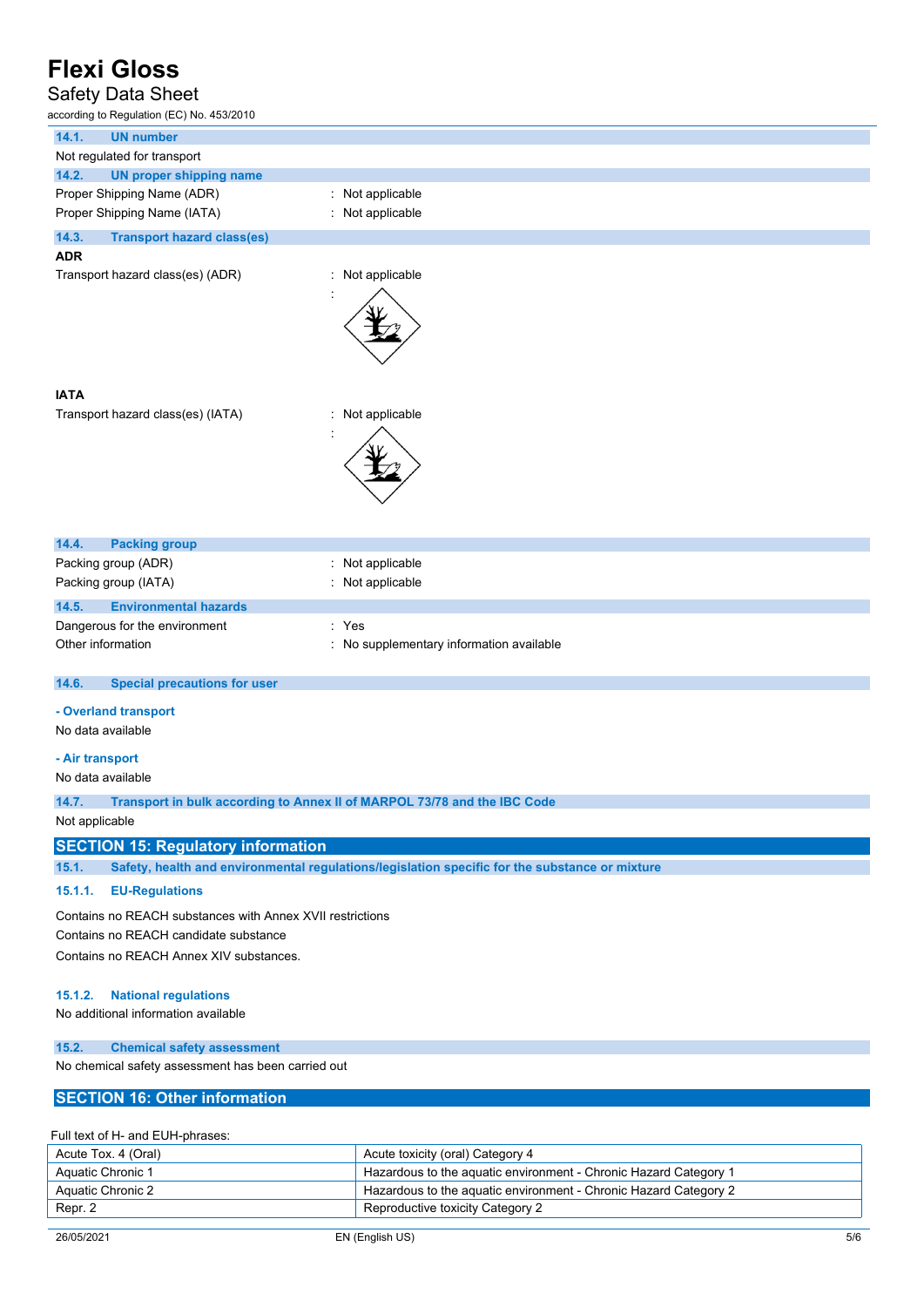### 14.1. UN number

Not regulated for transport

### 14.2. UN proper shipping name

Proper Shipping Name (ADR) : Not applicable

Proper Shipping Name (IATA) : Not applicable

### 14.3. Transport hazard class(es)

**ADR**

Transport hazard class(es) (ADR) : Not applicable

:

**IATA**

Transport hazard class(es) (IATA) : Not applicable

:

### 14.4. Packing group

Packing group (ADR) : Not applicable

Packing group (IATA) : Not applicable

### 14.5. Environmental hazards

Dangerous for the environment : Yes

Other information : No supplementary information available

### 14.6. Special precautions for user

**- Overland transport**

No data available

**- Air transport**

No data available

### 14.7. Transport in bulk according to Annex II of MARPOL 73/78 and the IBC Code

Not applicable

## SECTION 15: Regulatory information

### 15.1. Safety, health and environmental regulations/legislation specific for the substance or mixture

#### 15.1.1. EU-Regulations

Contains no REACH substances with Annex XVII restrictions

Contains no REACH candidate substance

Contains no REACH Annex XIV substances.

#### 15.1.2. National regulations

No additional information available

### 15.2. Chemical safety assessment

No chemical safety assessment has been carried out

## SECTION 16: Other information

Full text of H- and EUH-phrases:

| | |
|---|---|
| Acute Tox. 4 (Oral) | Acute toxicity (oral) Category 4 |
| Aquatic Chronic 1 | Hazardous to the aquatic environment - Chronic Hazard Category 1 |
| Aquatic Chronic 2 | Hazardous to the aquatic environment - Chronic Hazard Category 2 |
| Repr. 2 | Reproductive toxicity Category 2 |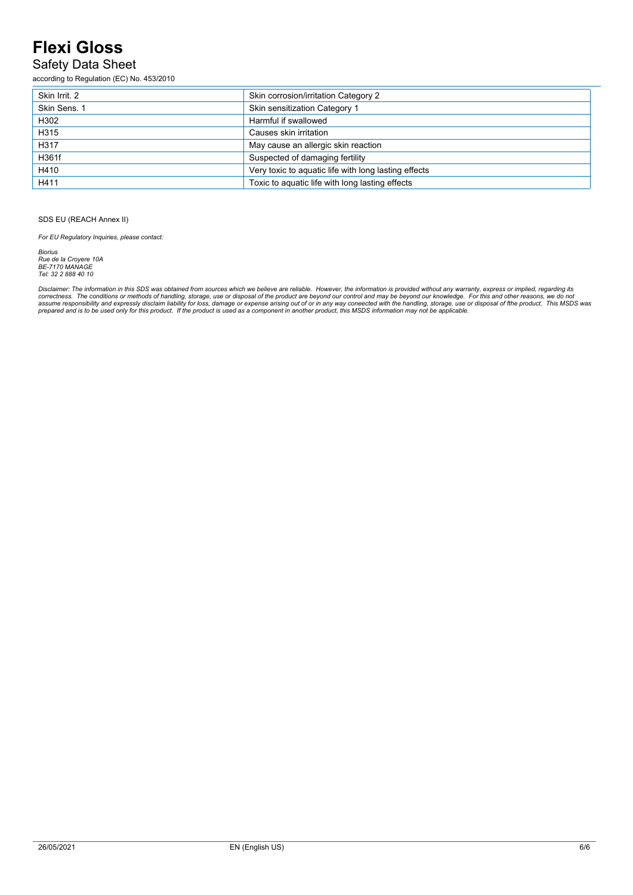| | |
|---|---|
| Skin Irrit. 2 | Skin corrosion/irritation Category 2 |
| Skin Sens. 1 | Skin sensitization Category 1 |
| H302 | Harmful if swallowed |
| H315 | Causes skin irritation |
| H317 | May cause an allergic skin reaction |
| H361f | Suspected of damaging fertility |
| H410 | Very toxic to aquatic life with long lasting effects |
| H411 | Toxic to aquatic life with long lasting effects |

SDS EU (REACH Annex II)

*For EU Regulatory Inquiries, please contact:*

*Biorius*
*Rue de la Croyere 10A*
*BE-7170 MANAGE*
*Tel: 32 2 888 40 10*

*Disclaimer: The information in this SDS was obtained from sources which we believe are reliable. However, the information is provided without any warranty, express or implied, regarding its correctness. The conditions or methods of handling, storage, use or disposal of the product are beyond our control and may be beyond our knowledge. For this and other reasons, we do not assume responsibility and expressly disclaim liability for loss, damage or expense arising out of or in any way coneected with the handling, storage, use or disposal of fthe product. This MSDS was prepared and is to be used only for this product. If the product is used as a component in another product, this MSDS information may not be applicable.*